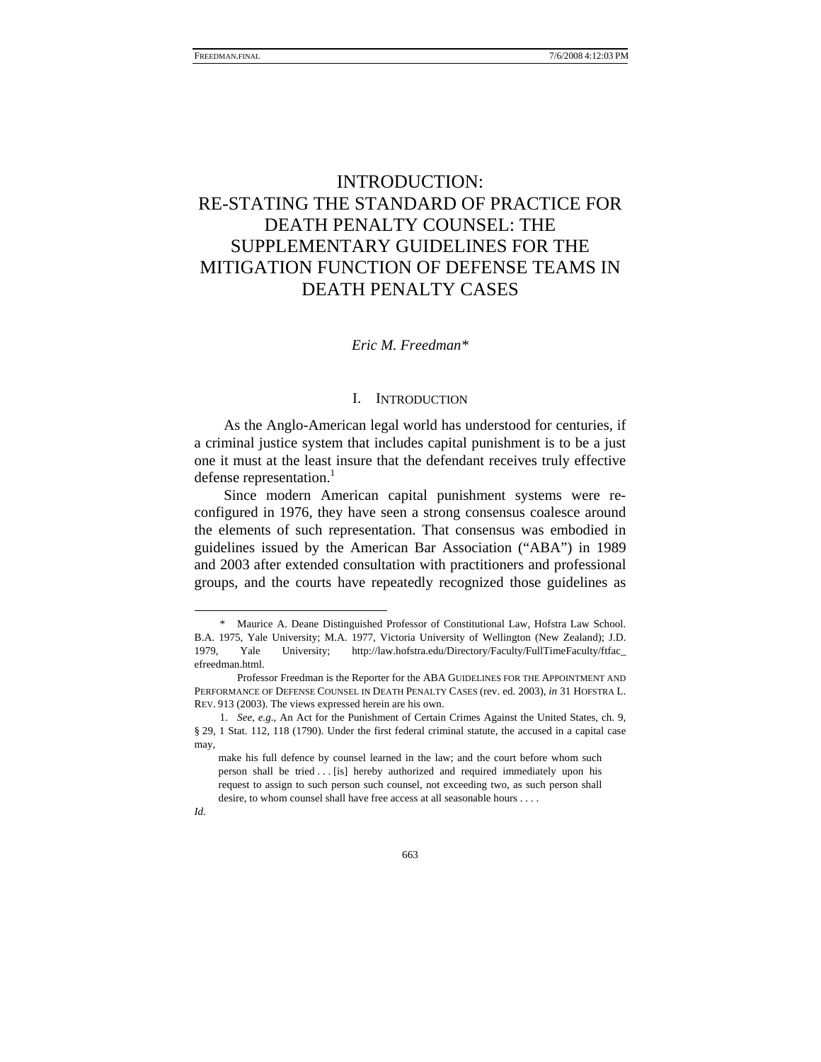# INTRODUCTION: RE-STATING THE STANDARD OF PRACTICE FOR DEATH PENALTY COUNSEL: THE SUPPLEMENTARY GUIDELINES FOR THE MITIGATION FUNCTION OF DEFENSE TEAMS IN DEATH PENALTY CASES

*Eric M. Freedman**

## I. INTRODUCTION

As the Anglo-American legal world has understood for centuries, if a criminal justice system that includes capital punishment is to be a just one it must at the least insure that the defendant receives truly effective defense representation.[1]

Since modern American capital punishment systems were re-configured in 1976, they have seen a strong consensus coalesce around the elements of such representation. That consensus was embodied in guidelines issued by the American Bar Association ("ABA") in 1989 and 2003 after extended consultation with practitioners and professional groups, and the courts have repeatedly recognized those guidelines as

---

\* Maurice A. Deane Distinguished Professor of Constitutional Law, Hofstra Law School. B.A. 1975, Yale University; M.A. 1977, Victoria University of Wellington (New Zealand); J.D. 1979, Yale University; http://law.hofstra.edu/Directory/Faculty/FullTimeFaculty/ftfac_efreedman.html.

Professor Freedman is the Reporter for the ABA GUIDELINES FOR THE APPOINTMENT AND PERFORMANCE OF DEFENSE COUNSEL IN DEATH PENALTY CASES (rev. ed. 2003), *in* 31 HOFSTRA L. REV. 913 (2003). The views expressed herein are his own.

1. *See, e.g.*, An Act for the Punishment of Certain Crimes Against the United States, ch. 9, § 29, 1 Stat. 112, 118 (1790). Under the first federal criminal statute, the accused in a capital case may,

> make his full defence by counsel learned in the law; and the court before whom such person shall be tried . . . [is] hereby authorized and required immediately upon his request to assign to such person such counsel, not exceeding two, as such person shall desire, to whom counsel shall have free access at all seasonable hours . . . .

*Id.*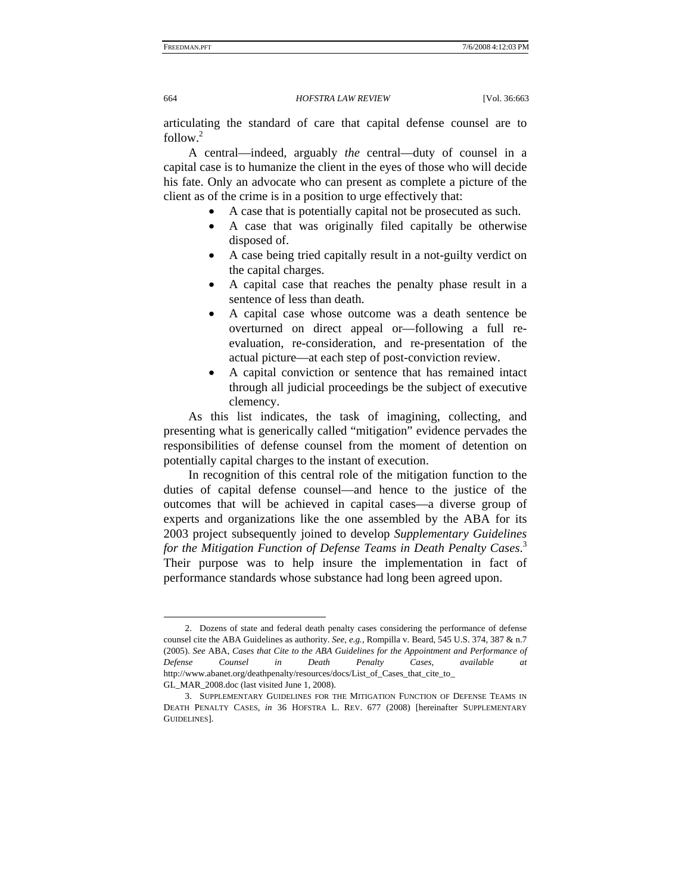articulating the standard of care that capital defense counsel are to follow.[2]

A central—indeed, arguably *the* central—duty of counsel in a capital case is to humanize the client in the eyes of those who will decide his fate. Only an advocate who can present as complete a picture of the client as of the crime is in a position to urge effectively that:

- A case that is potentially capital not be prosecuted as such.
- A case that was originally filed capitally be otherwise disposed of.
- A case being tried capitally result in a not-guilty verdict on the capital charges.
- A capital case that reaches the penalty phase result in a sentence of less than death.
- A capital case whose outcome was a death sentence be overturned on direct appeal or—following a full re-evaluation, re-consideration, and re-presentation of the actual picture—at each step of post-conviction review.
- A capital conviction or sentence that has remained intact through all judicial proceedings be the subject of executive clemency.

As this list indicates, the task of imagining, collecting, and presenting what is generically called "mitigation" evidence pervades the responsibilities of defense counsel from the moment of detention on potentially capital charges to the instant of execution.

In recognition of this central role of the mitigation function to the duties of capital defense counsel—and hence to the justice of the outcomes that will be achieved in capital cases—a diverse group of experts and organizations like the one assembled by the ABA for its 2003 project subsequently joined to develop *Supplementary Guidelines for the Mitigation Function of Defense Teams in Death Penalty Cases*.[3] Their purpose was to help insure the implementation in fact of performance standards whose substance had long been agreed upon.

---

2. Dozens of state and federal death penalty cases considering the performance of defense counsel cite the ABA Guidelines as authority. *See, e.g.*, Rompilla v. Beard, 545 U.S. 374, 387 & n.7 (2005). *See* ABA, *Cases that Cite to the ABA Guidelines for the Appointment and Performance of Defense Counsel in Death Penalty Cases*, *available at* http://www.abanet.org/deathpenalty/resources/docs/List_of_Cases_that_cite_to_GL_MAR_2008.doc (last visited June 1, 2008).

3. SUPPLEMENTARY GUIDELINES FOR THE MITIGATION FUNCTION OF DEFENSE TEAMS IN DEATH PENALTY CASES, *in* 36 HOFSTRA L. REV. 677 (2008) [hereinafter SUPPLEMENTARY GUIDELINES].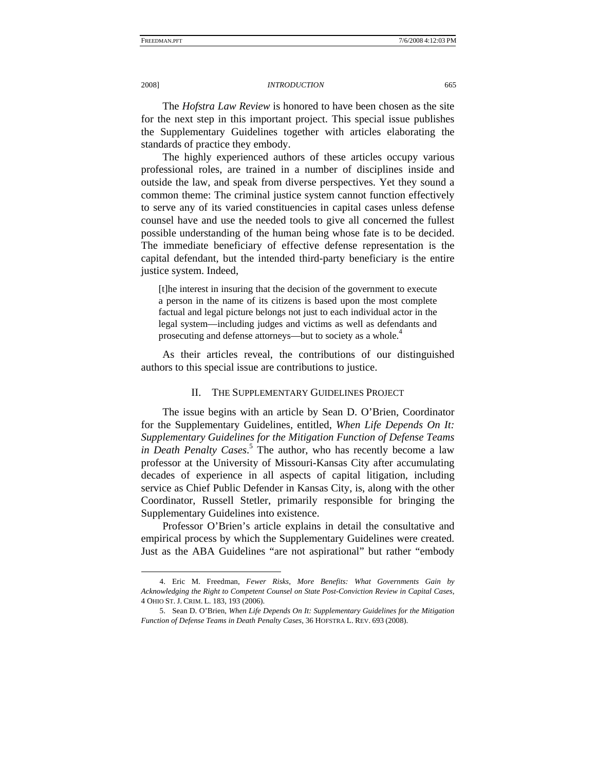The *Hofstra Law Review* is honored to have been chosen as the site for the next step in this important project. This special issue publishes the Supplementary Guidelines together with articles elaborating the standards of practice they embody.

The highly experienced authors of these articles occupy various professional roles, are trained in a number of disciplines inside and outside the law, and speak from diverse perspectives. Yet they sound a common theme: The criminal justice system cannot function effectively to serve any of its varied constituencies in capital cases unless defense counsel have and use the needed tools to give all concerned the fullest possible understanding of the human being whose fate is to be decided. The immediate beneficiary of effective defense representation is the capital defendant, but the intended third-party beneficiary is the entire justice system. Indeed,

> [t]he interest in insuring that the decision of the government to execute a person in the name of its citizens is based upon the most complete factual and legal picture belongs not just to each individual actor in the legal system—including judges and victims as well as defendants and prosecuting and defense attorneys—but to society as a whole.[4]

As their articles reveal, the contributions of our distinguished authors to this special issue are contributions to justice.

## II. The Supplementary Guidelines Project

The issue begins with an article by Sean D. O'Brien, Coordinator for the Supplementary Guidelines, entitled, *When Life Depends On It: Supplementary Guidelines for the Mitigation Function of Defense Teams in Death Penalty Cases*.[5] The author, who has recently become a law professor at the University of Missouri-Kansas City after accumulating decades of experience in all aspects of capital litigation, including service as Chief Public Defender in Kansas City, is, along with the other Coordinator, Russell Stetler, primarily responsible for bringing the Supplementary Guidelines into existence.

Professor O'Brien's article explains in detail the consultative and empirical process by which the Supplementary Guidelines were created. Just as the ABA Guidelines "are not aspirational" but rather "embody

---

4. Eric M. Freedman, *Fewer Risks, More Benefits: What Governments Gain by Acknowledging the Right to Competent Counsel on State Post-Conviction Review in Capital Cases*, 4 Ohio St. J. Crim. L. 183, 193 (2006).

5. Sean D. O'Brien, *When Life Depends On It: Supplementary Guidelines for the Mitigation Function of Defense Teams in Death Penalty Cases*, 36 Hofstra L. Rev. 693 (2008).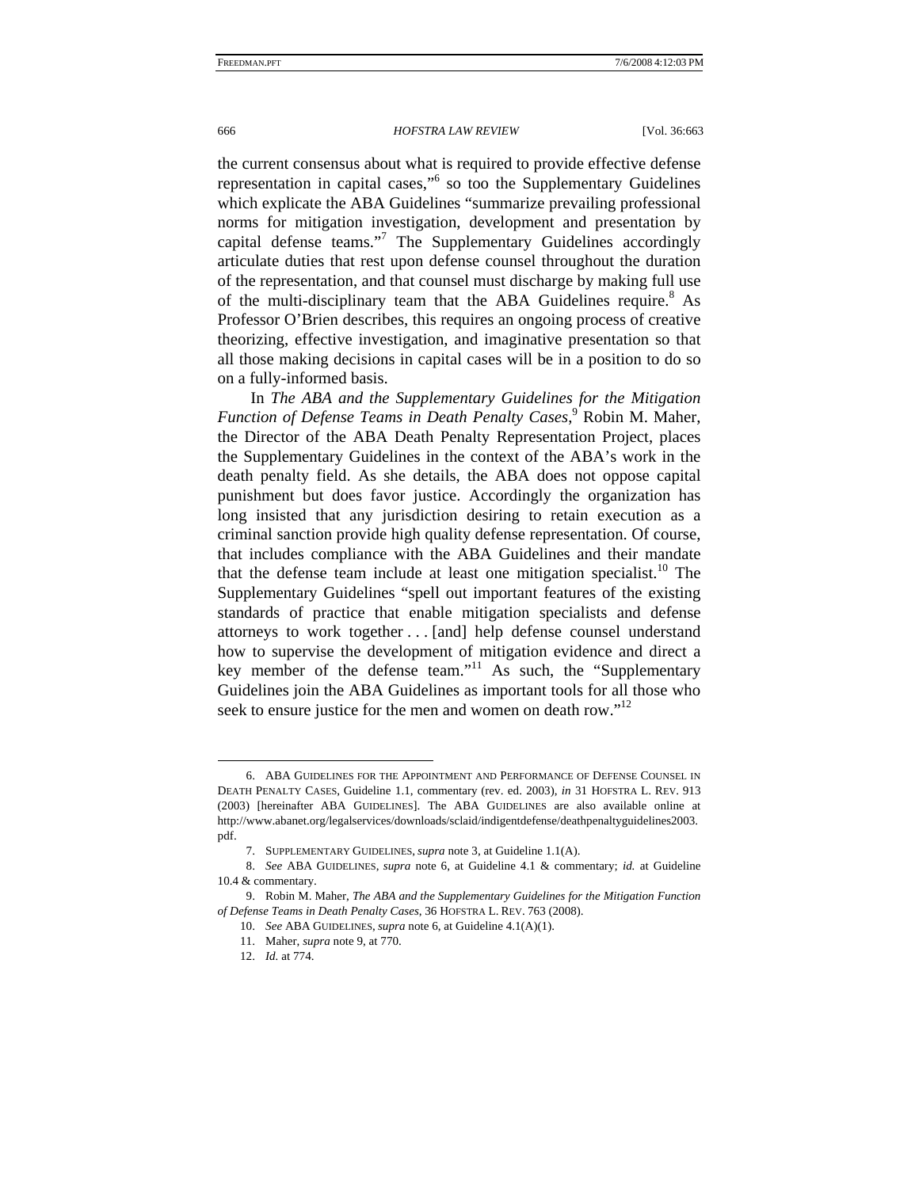the current consensus about what is required to provide effective defense representation in capital cases,"[6] so too the Supplementary Guidelines which explicate the ABA Guidelines "summarize prevailing professional norms for mitigation investigation, development and presentation by capital defense teams."[7] The Supplementary Guidelines accordingly articulate duties that rest upon defense counsel throughout the duration of the representation, and that counsel must discharge by making full use of the multi-disciplinary team that the ABA Guidelines require.[8] As Professor O'Brien describes, this requires an ongoing process of creative theorizing, effective investigation, and imaginative presentation so that all those making decisions in capital cases will be in a position to do so on a fully-informed basis.

In *The ABA and the Supplementary Guidelines for the Mitigation Function of Defense Teams in Death Penalty Cases*,[9] Robin M. Maher, the Director of the ABA Death Penalty Representation Project, places the Supplementary Guidelines in the context of the ABA's work in the death penalty field. As she details, the ABA does not oppose capital punishment but does favor justice. Accordingly the organization has long insisted that any jurisdiction desiring to retain execution as a criminal sanction provide high quality defense representation. Of course, that includes compliance with the ABA Guidelines and their mandate that the defense team include at least one mitigation specialist.[10] The Supplementary Guidelines "spell out important features of the existing standards of practice that enable mitigation specialists and defense attorneys to work together . . . [and] help defense counsel understand how to supervise the development of mitigation evidence and direct a key member of the defense team."[11] As such, the "Supplementary Guidelines join the ABA Guidelines as important tools for all those who seek to ensure justice for the men and women on death row."[12]

---

6. ABA GUIDELINES FOR THE APPOINTMENT AND PERFORMANCE OF DEFENSE COUNSEL IN DEATH PENALTY CASES, Guideline 1.1, commentary (rev. ed. 2003), *in* 31 HOFSTRA L. REV. 913 (2003) [hereinafter ABA GUIDELINES]. The ABA GUIDELINES are also available online at http://www.abanet.org/legalservices/downloads/sclaid/indigentdefense/deathpenaltyguidelines2003.pdf.

7. SUPPLEMENTARY GUIDELINES, *supra* note 3, at Guideline 1.1(A).

8. *See* ABA GUIDELINES, *supra* note 6, at Guideline 4.1 & commentary; *id.* at Guideline 10.4 & commentary.

9. Robin M. Maher, *The ABA and the Supplementary Guidelines for the Mitigation Function of Defense Teams in Death Penalty Cases*, 36 HOFSTRA L. REV. 763 (2008).

10. *See* ABA GUIDELINES, *supra* note 6, at Guideline 4.1(A)(1).

11. Maher, *supra* note 9, at 770.

12. *Id.* at 774.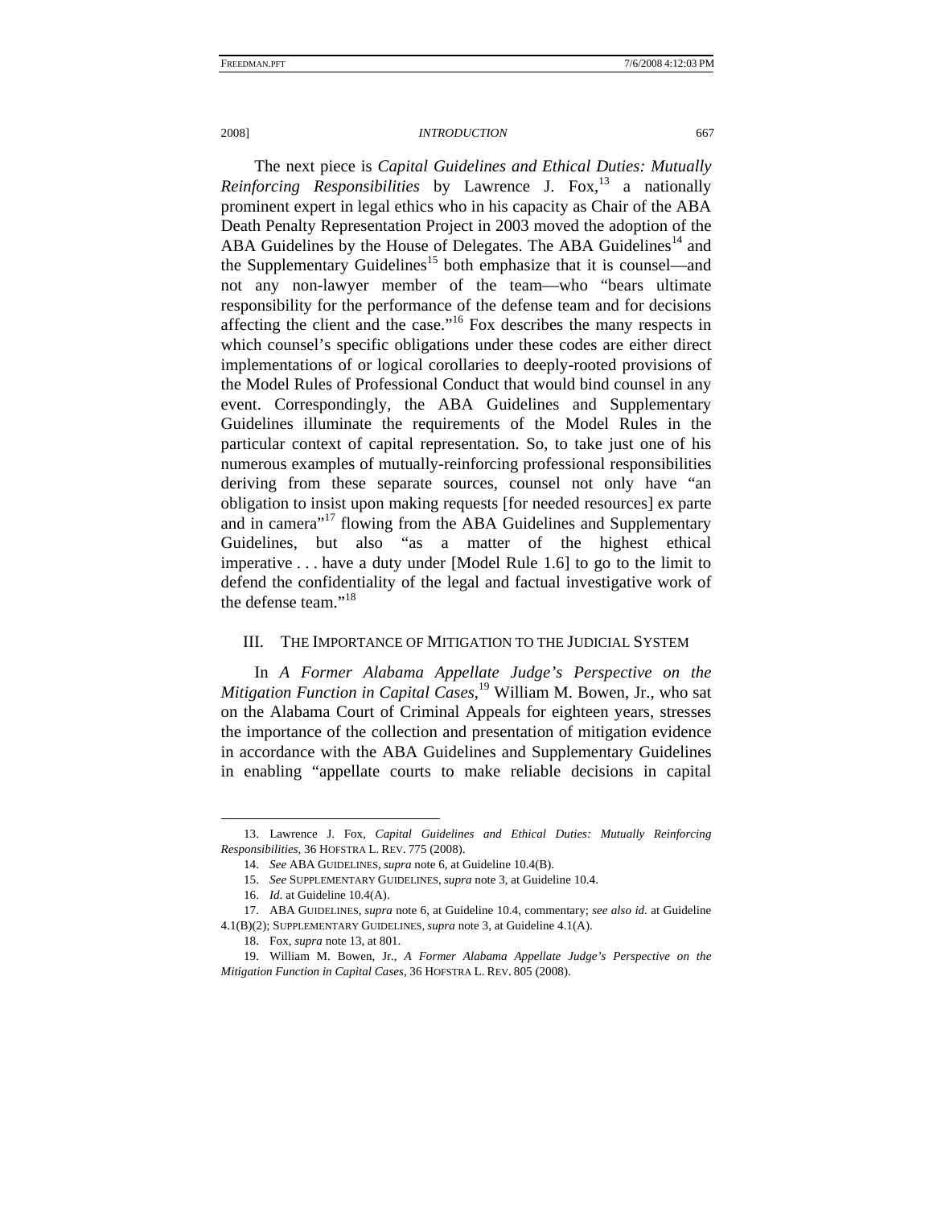The next piece is *Capital Guidelines and Ethical Duties: Mutually Reinforcing Responsibilities* by Lawrence J. Fox,[13] a nationally prominent expert in legal ethics who in his capacity as Chair of the ABA Death Penalty Representation Project in 2003 moved the adoption of the ABA Guidelines by the House of Delegates. The ABA Guidelines[14] and the Supplementary Guidelines[15] both emphasize that it is counsel—and not any non-lawyer member of the team—who "bears ultimate responsibility for the performance of the defense team and for decisions affecting the client and the case."[16] Fox describes the many respects in which counsel's specific obligations under these codes are either direct implementations of or logical corollaries to deeply-rooted provisions of the Model Rules of Professional Conduct that would bind counsel in any event. Correspondingly, the ABA Guidelines and Supplementary Guidelines illuminate the requirements of the Model Rules in the particular context of capital representation. So, to take just one of his numerous examples of mutually-reinforcing professional responsibilities deriving from these separate sources, counsel not only have "an obligation to insist upon making requests [for needed resources] ex parte and in camera"[17] flowing from the ABA Guidelines and Supplementary Guidelines, but also "as a matter of the highest ethical imperative . . . have a duty under [Model Rule 1.6] to go to the limit to defend the confidentiality of the legal and factual investigative work of the defense team."[18]

## III. THE IMPORTANCE OF MITIGATION TO THE JUDICIAL SYSTEM

In *A Former Alabama Appellate Judge's Perspective on the Mitigation Function in Capital Cases*,[19] William M. Bowen, Jr., who sat on the Alabama Court of Criminal Appeals for eighteen years, stresses the importance of the collection and presentation of mitigation evidence in accordance with the ABA Guidelines and Supplementary Guidelines in enabling "appellate courts to make reliable decisions in capital

---

13. Lawrence J. Fox, *Capital Guidelines and Ethical Duties: Mutually Reinforcing Responsibilities*, 36 HOFSTRA L. REV. 775 (2008).

14. *See* ABA GUIDELINES, *supra* note 6, at Guideline 10.4(B).

15. *See* SUPPLEMENTARY GUIDELINES, *supra* note 3, at Guideline 10.4.

16. *Id.* at Guideline 10.4(A).

17. ABA GUIDELINES, *supra* note 6, at Guideline 10.4, commentary; *see also id.* at Guideline 4.1(B)(2); SUPPLEMENTARY GUIDELINES, *supra* note 3, at Guideline 4.1(A).

18. Fox, *supra* note 13, at 801.

19. William M. Bowen, Jr., *A Former Alabama Appellate Judge's Perspective on the Mitigation Function in Capital Cases*, 36 HOFSTRA L. REV. 805 (2008).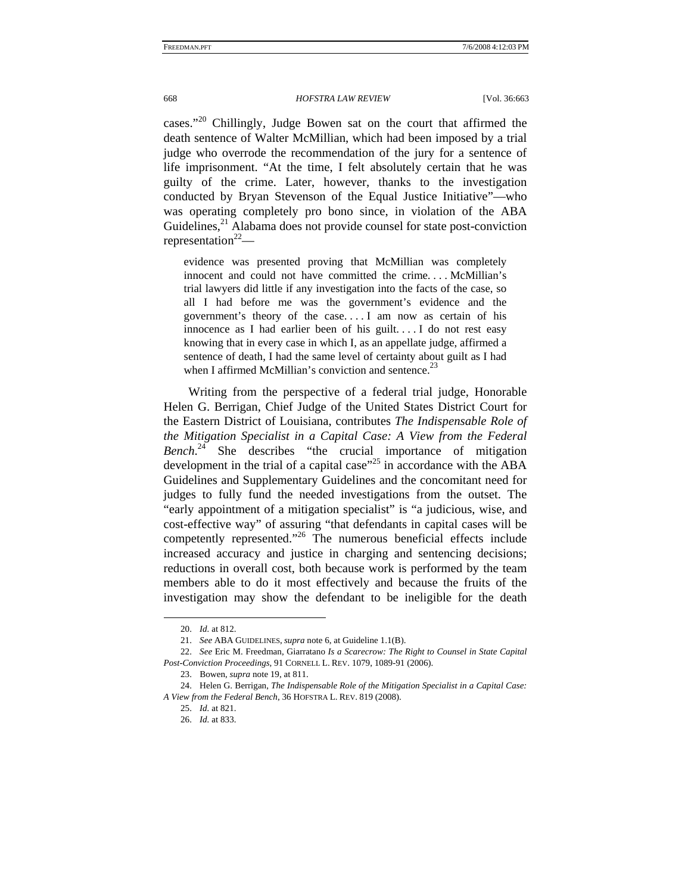cases."[20] Chillingly, Judge Bowen sat on the court that affirmed the death sentence of Walter McMillian, which had been imposed by a trial judge who overrode the recommendation of the jury for a sentence of life imprisonment. "At the time, I felt absolutely certain that he was guilty of the crime. Later, however, thanks to the investigation conducted by Bryan Stevenson of the Equal Justice Initiative"—who was operating completely pro bono since, in violation of the ABA Guidelines,[21] Alabama does not provide counsel for state post-conviction representation[22]—

> evidence was presented proving that McMillian was completely innocent and could not have committed the crime. . . . McMillian's trial lawyers did little if any investigation into the facts of the case, so all I had before me was the government's evidence and the government's theory of the case. . . . I am now as certain of his innocence as I had earlier been of his guilt. . . . I do not rest easy knowing that in every case in which I, as an appellate judge, affirmed a sentence of death, I had the same level of certainty about guilt as I had when I affirmed McMillian's conviction and sentence.[23]

Writing from the perspective of a federal trial judge, Honorable Helen G. Berrigan, Chief Judge of the United States District Court for the Eastern District of Louisiana, contributes *The Indispensable Role of the Mitigation Specialist in a Capital Case: A View from the Federal Bench*.[24] She describes "the crucial importance of mitigation development in the trial of a capital case"[25] in accordance with the ABA Guidelines and Supplementary Guidelines and the concomitant need for judges to fully fund the needed investigations from the outset. The "early appointment of a mitigation specialist" is "a judicious, wise, and cost-effective way" of assuring "that defendants in capital cases will be competently represented."[26] The numerous beneficial effects include increased accuracy and justice in charging and sentencing decisions; reductions in overall cost, both because work is performed by the team members able to do it most effectively and because the fruits of the investigation may show the defendant to be ineligible for the death

---

20. *Id.* at 812.

21. *See* ABA GUIDELINES, *supra* note 6, at Guideline 1.1(B).

22. *See* Eric M. Freedman, Giarratano *Is a Scarecrow: The Right to Counsel in State Capital Post-Conviction Proceedings*, 91 CORNELL L. REV. 1079, 1089-91 (2006).

23. Bowen, *supra* note 19, at 811.

24. Helen G. Berrigan, *The Indispensable Role of the Mitigation Specialist in a Capital Case: A View from the Federal Bench*, 36 HOFSTRA L. REV. 819 (2008).

25. *Id.* at 821.

26. *Id.* at 833.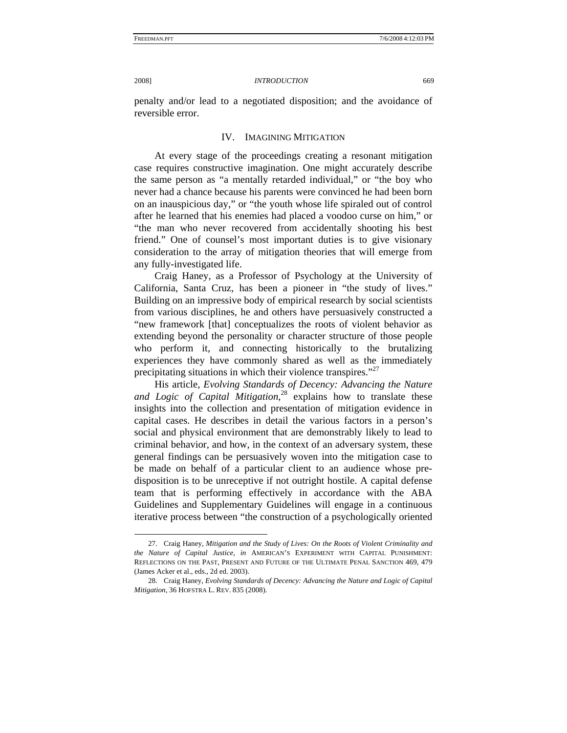penalty and/or lead to a negotiated disposition; and the avoidance of reversible error.

## IV. IMAGINING MITIGATION

At every stage of the proceedings creating a resonant mitigation case requires constructive imagination. One might accurately describe the same person as "a mentally retarded individual," or "the boy who never had a chance because his parents were convinced he had been born on an inauspicious day," or "the youth whose life spiraled out of control after he learned that his enemies had placed a voodoo curse on him," or "the man who never recovered from accidentally shooting his best friend." One of counsel's most important duties is to give visionary consideration to the array of mitigation theories that will emerge from any fully-investigated life.

Craig Haney, as a Professor of Psychology at the University of California, Santa Cruz, has been a pioneer in "the study of lives." Building on an impressive body of empirical research by social scientists from various disciplines, he and others have persuasively constructed a "new framework [that] conceptualizes the roots of violent behavior as extending beyond the personality or character structure of those people who perform it, and connecting historically to the brutalizing experiences they have commonly shared as well as the immediately precipitating situations in which their violence transpires."[27]

His article, *Evolving Standards of Decency: Advancing the Nature and Logic of Capital Mitigation*,[28] explains how to translate these insights into the collection and presentation of mitigation evidence in capital cases. He describes in detail the various factors in a person's social and physical environment that are demonstrably likely to lead to criminal behavior, and how, in the context of an adversary system, these general findings can be persuasively woven into the mitigation case to be made on behalf of a particular client to an audience whose predisposition is to be unreceptive if not outright hostile. A capital defense team that is performing effectively in accordance with the ABA Guidelines and Supplementary Guidelines will engage in a continuous iterative process between "the construction of a psychologically oriented

---

27. Craig Haney, *Mitigation and the Study of Lives: On the Roots of Violent Criminality and the Nature of Capital Justice*, *in* AMERICAN'S EXPERIMENT WITH CAPITAL PUNISHMENT: REFLECTIONS ON THE PAST, PRESENT AND FUTURE OF THE ULTIMATE PENAL SANCTION 469, 479 (James Acker et al., eds., 2d ed. 2003).

28. Craig Haney, *Evolving Standards of Decency: Advancing the Nature and Logic of Capital Mitigation*, 36 HOFSTRA L. REV. 835 (2008).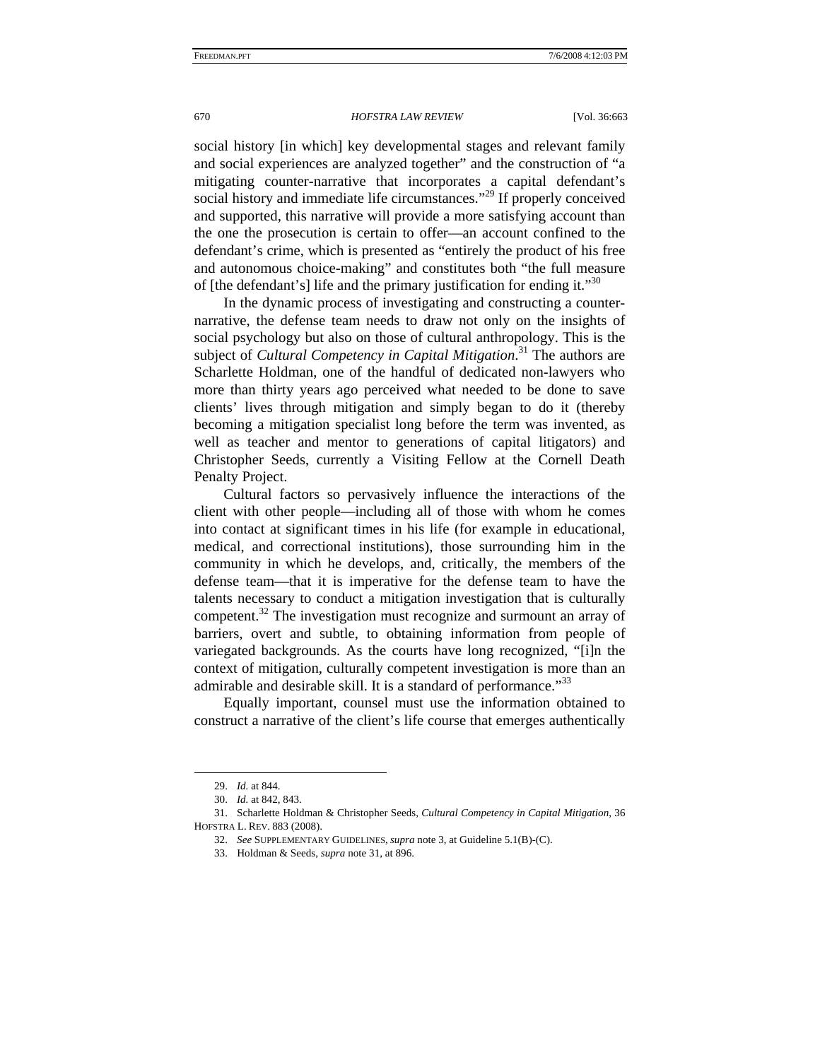social history [in which] key developmental stages and relevant family and social experiences are analyzed together" and the construction of "a mitigating counter-narrative that incorporates a capital defendant's social history and immediate life circumstances."[29] If properly conceived and supported, this narrative will provide a more satisfying account than the one the prosecution is certain to offer—an account confined to the defendant's crime, which is presented as "entirely the product of his free and autonomous choice-making" and constitutes both "the full measure of [the defendant's] life and the primary justification for ending it."[30]

In the dynamic process of investigating and constructing a counter-narrative, the defense team needs to draw not only on the insights of social psychology but also on those of cultural anthropology. This is the subject of *Cultural Competency in Capital Mitigation*.[31] The authors are Scharlette Holdman, one of the handful of dedicated non-lawyers who more than thirty years ago perceived what needed to be done to save clients' lives through mitigation and simply began to do it (thereby becoming a mitigation specialist long before the term was invented, as well as teacher and mentor to generations of capital litigators) and Christopher Seeds, currently a Visiting Fellow at the Cornell Death Penalty Project.

Cultural factors so pervasively influence the interactions of the client with other people—including all of those with whom he comes into contact at significant times in his life (for example in educational, medical, and correctional institutions), those surrounding him in the community in which he develops, and, critically, the members of the defense team—that it is imperative for the defense team to have the talents necessary to conduct a mitigation investigation that is culturally competent.[32] The investigation must recognize and surmount an array of barriers, overt and subtle, to obtaining information from people of variegated backgrounds. As the courts have long recognized, "[i]n the context of mitigation, culturally competent investigation is more than an admirable and desirable skill. It is a standard of performance."[33]

Equally important, counsel must use the information obtained to construct a narrative of the client's life course that emerges authentically

---

29. *Id.* at 844.

30. *Id.* at 842, 843.

31. Scharlette Holdman & Christopher Seeds, *Cultural Competency in Capital Mitigation*, 36 HOFSTRA L. REV. 883 (2008).

32. *See* SUPPLEMENTARY GUIDELINES, *supra* note 3, at Guideline 5.1(B)-(C).

33. Holdman & Seeds, *supra* note 31, at 896.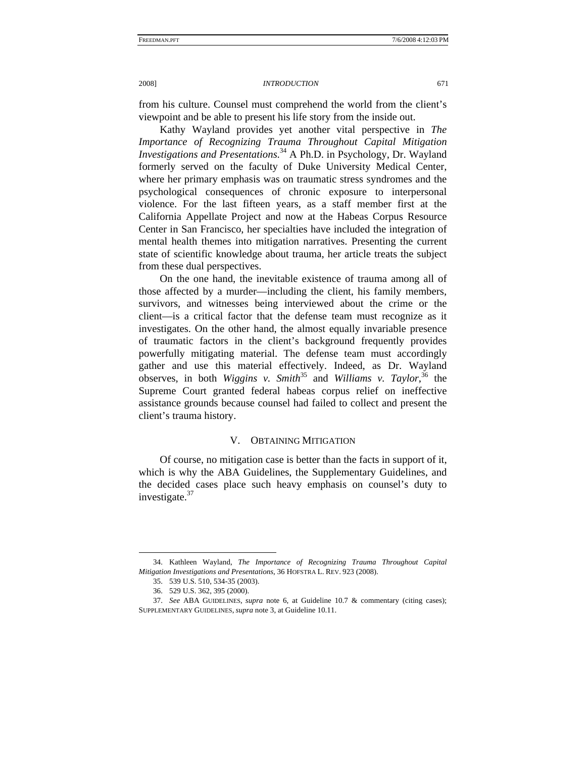from his culture. Counsel must comprehend the world from the client's viewpoint and be able to present his life story from the inside out.

Kathy Wayland provides yet another vital perspective in *The Importance of Recognizing Trauma Throughout Capital Mitigation Investigations and Presentations*.[34] A Ph.D. in Psychology, Dr. Wayland formerly served on the faculty of Duke University Medical Center, where her primary emphasis was on traumatic stress syndromes and the psychological consequences of chronic exposure to interpersonal violence. For the last fifteen years, as a staff member first at the California Appellate Project and now at the Habeas Corpus Resource Center in San Francisco, her specialties have included the integration of mental health themes into mitigation narratives. Presenting the current state of scientific knowledge about trauma, her article treats the subject from these dual perspectives.

On the one hand, the inevitable existence of trauma among all of those affected by a murder—including the client, his family members, survivors, and witnesses being interviewed about the crime or the client—is a critical factor that the defense team must recognize as it investigates. On the other hand, the almost equally invariable presence of traumatic factors in the client's background frequently provides powerfully mitigating material. The defense team must accordingly gather and use this material effectively. Indeed, as Dr. Wayland observes, in both *Wiggins v. Smith*[35] and *Williams v. Taylor*,[36] the Supreme Court granted federal habeas corpus relief on ineffective assistance grounds because counsel had failed to collect and present the client's trauma history.

## V. Obtaining Mitigation

Of course, no mitigation case is better than the facts in support of it, which is why the ABA Guidelines, the Supplementary Guidelines, and the decided cases place such heavy emphasis on counsel's duty to investigate.[37]

---

34. Kathleen Wayland, *The Importance of Recognizing Trauma Throughout Capital Mitigation Investigations and Presentations*, 36 Hofstra L. Rev. 923 (2008).

35. 539 U.S. 510, 534-35 (2003).

36. 529 U.S. 362, 395 (2000).

37. *See* ABA Guidelines, *supra* note 6, at Guideline 10.7 & commentary (citing cases); Supplementary Guidelines, *supra* note 3, at Guideline 10.11.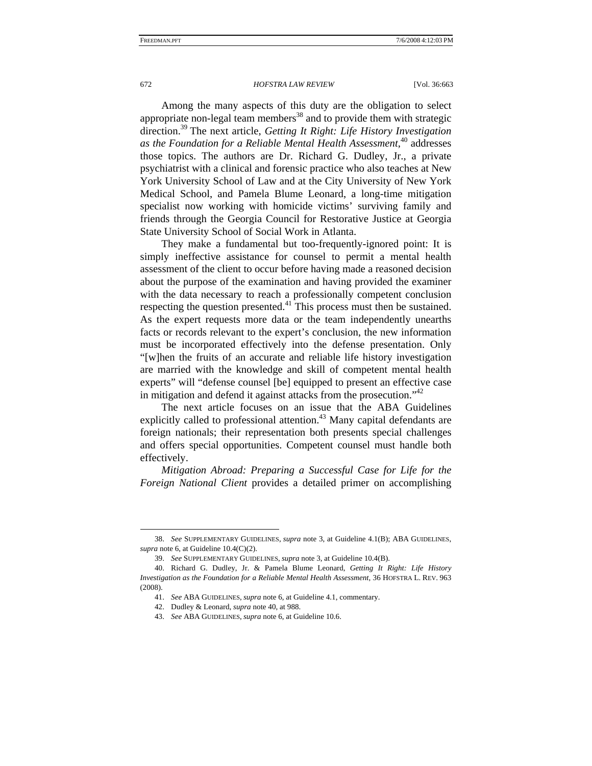Among the many aspects of this duty are the obligation to select appropriate non-legal team members[38] and to provide them with strategic direction.[39] The next article, *Getting It Right: Life History Investigation as the Foundation for a Reliable Mental Health Assessment*,[40] addresses those topics. The authors are Dr. Richard G. Dudley, Jr., a private psychiatrist with a clinical and forensic practice who also teaches at New York University School of Law and at the City University of New York Medical School, and Pamela Blume Leonard, a long-time mitigation specialist now working with homicide victims' surviving family and friends through the Georgia Council for Restorative Justice at Georgia State University School of Social Work in Atlanta.

They make a fundamental but too-frequently-ignored point: It is simply ineffective assistance for counsel to permit a mental health assessment of the client to occur before having made a reasoned decision about the purpose of the examination and having provided the examiner with the data necessary to reach a professionally competent conclusion respecting the question presented.[41] This process must then be sustained. As the expert requests more data or the team independently unearths facts or records relevant to the expert's conclusion, the new information must be incorporated effectively into the defense presentation. Only "[w]hen the fruits of an accurate and reliable life history investigation are married with the knowledge and skill of competent mental health experts" will "defense counsel [be] equipped to present an effective case in mitigation and defend it against attacks from the prosecution."[42]

The next article focuses on an issue that the ABA Guidelines explicitly called to professional attention.[43] Many capital defendants are foreign nationals; their representation both presents special challenges and offers special opportunities. Competent counsel must handle both effectively.

*Mitigation Abroad: Preparing a Successful Case for Life for the Foreign National Client* provides a detailed primer on accomplishing

---

38. *See* SUPPLEMENTARY GUIDELINES, *supra* note 3, at Guideline 4.1(B); ABA GUIDELINES, *supra* note 6, at Guideline 10.4(C)(2).

39. *See* SUPPLEMENTARY GUIDELINES, *supra* note 3, at Guideline 10.4(B).

40. Richard G. Dudley, Jr. & Pamela Blume Leonard, *Getting It Right: Life History Investigation as the Foundation for a Reliable Mental Health Assessment*, 36 HOFSTRA L. REV. 963 (2008).

41. *See* ABA GUIDELINES, *supra* note 6, at Guideline 4.1, commentary.

42. Dudley & Leonard, *supra* note 40, at 988.

43. *See* ABA GUIDELINES, *supra* note 6, at Guideline 10.6.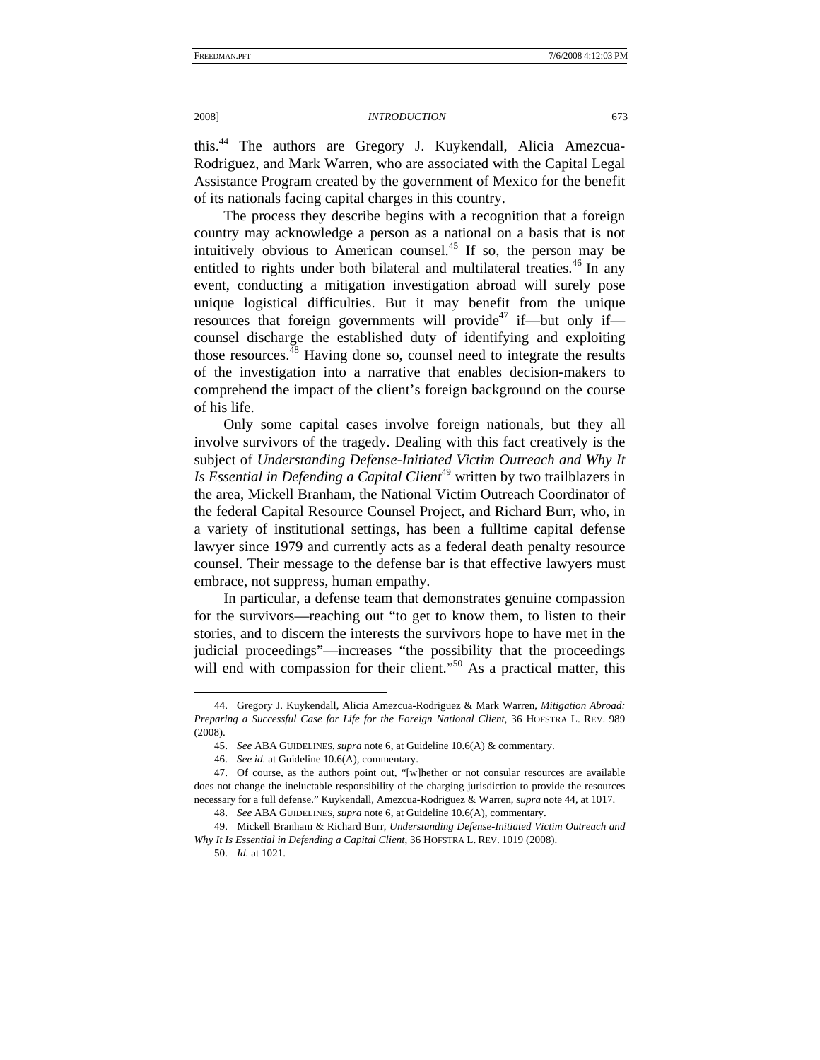this.[44] The authors are Gregory J. Kuykendall, Alicia Amezcua-Rodriguez, and Mark Warren, who are associated with the Capital Legal Assistance Program created by the government of Mexico for the benefit of its nationals facing capital charges in this country.

The process they describe begins with a recognition that a foreign country may acknowledge a person as a national on a basis that is not intuitively obvious to American counsel.[45] If so, the person may be entitled to rights under both bilateral and multilateral treaties.[46] In any event, conducting a mitigation investigation abroad will surely pose unique logistical difficulties. But it may benefit from the unique resources that foreign governments will provide[47] if—but only if—counsel discharge the established duty of identifying and exploiting those resources.[48] Having done so, counsel need to integrate the results of the investigation into a narrative that enables decision-makers to comprehend the impact of the client's foreign background on the course of his life.

Only some capital cases involve foreign nationals, but they all involve survivors of the tragedy. Dealing with this fact creatively is the subject of *Understanding Defense-Initiated Victim Outreach and Why It Is Essential in Defending a Capital Client*[49] written by two trailblazers in the area, Mickell Branham, the National Victim Outreach Coordinator of the federal Capital Resource Counsel Project, and Richard Burr, who, in a variety of institutional settings, has been a fulltime capital defense lawyer since 1979 and currently acts as a federal death penalty resource counsel. Their message to the defense bar is that effective lawyers must embrace, not suppress, human empathy.

In particular, a defense team that demonstrates genuine compassion for the survivors—reaching out "to get to know them, to listen to their stories, and to discern the interests the survivors hope to have met in the judicial proceedings"—increases "the possibility that the proceedings will end with compassion for their client."[50] As a practical matter, this

---

44. Gregory J. Kuykendall, Alicia Amezcua-Rodriguez & Mark Warren, *Mitigation Abroad: Preparing a Successful Case for Life for the Foreign National Client*, 36 HOFSTRA L. REV. 989 (2008).

45. *See* ABA GUIDELINES, *supra* note 6, at Guideline 10.6(A) & commentary.

46. *See id.* at Guideline 10.6(A), commentary.

47. Of course, as the authors point out, "[w]hether or not consular resources are available does not change the ineluctable responsibility of the charging jurisdiction to provide the resources necessary for a full defense." Kuykendall, Amezcua-Rodriguez & Warren, *supra* note 44, at 1017.

48. *See* ABA GUIDELINES, *supra* note 6, at Guideline 10.6(A), commentary.

49. Mickell Branham & Richard Burr, *Understanding Defense-Initiated Victim Outreach and Why It Is Essential in Defending a Capital Client*, 36 HOFSTRA L. REV. 1019 (2008).

50. *Id.* at 1021.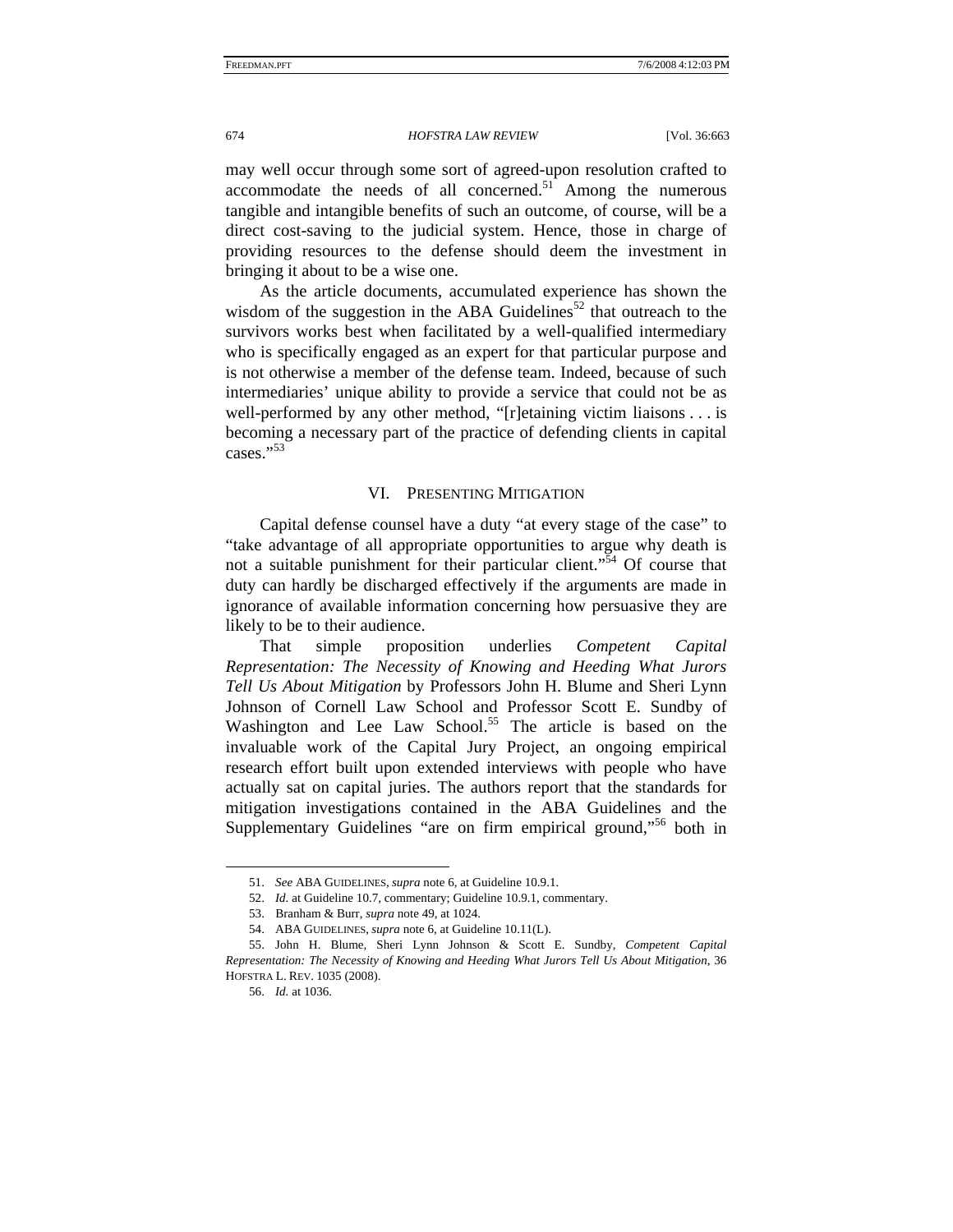may well occur through some sort of agreed-upon resolution crafted to accommodate the needs of all concerned.[51] Among the numerous tangible and intangible benefits of such an outcome, of course, will be a direct cost-saving to the judicial system. Hence, those in charge of providing resources to the defense should deem the investment in bringing it about to be a wise one.

As the article documents, accumulated experience has shown the wisdom of the suggestion in the ABA Guidelines[52] that outreach to the survivors works best when facilitated by a well-qualified intermediary who is specifically engaged as an expert for that particular purpose and is not otherwise a member of the defense team. Indeed, because of such intermediaries' unique ability to provide a service that could not be as well-performed by any other method, "[r]etaining victim liaisons . . . is becoming a necessary part of the practice of defending clients in capital cases."[53]

## VI. Presenting Mitigation

Capital defense counsel have a duty "at every stage of the case" to "take advantage of all appropriate opportunities to argue why death is not a suitable punishment for their particular client."[54] Of course that duty can hardly be discharged effectively if the arguments are made in ignorance of available information concerning how persuasive they are likely to be to their audience.

That simple proposition underlies *Competent Capital Representation: The Necessity of Knowing and Heeding What Jurors Tell Us About Mitigation* by Professors John H. Blume and Sheri Lynn Johnson of Cornell Law School and Professor Scott E. Sundby of Washington and Lee Law School.[55] The article is based on the invaluable work of the Capital Jury Project, an ongoing empirical research effort built upon extended interviews with people who have actually sat on capital juries. The authors report that the standards for mitigation investigations contained in the ABA Guidelines and the Supplementary Guidelines "are on firm empirical ground,"[56] both in

---

51. *See* ABA GUIDELINES, *supra* note 6, at Guideline 10.9.1.

52. *Id.* at Guideline 10.7, commentary; Guideline 10.9.1, commentary.

53. Branham & Burr, *supra* note 49, at 1024.

54. ABA GUIDELINES, *supra* note 6, at Guideline 10.11(L).

55. John H. Blume, Sheri Lynn Johnson & Scott E. Sundby, *Competent Capital Representation: The Necessity of Knowing and Heeding What Jurors Tell Us About Mitigation*, 36 HOFSTRA L. REV. 1035 (2008).

56. *Id.* at 1036.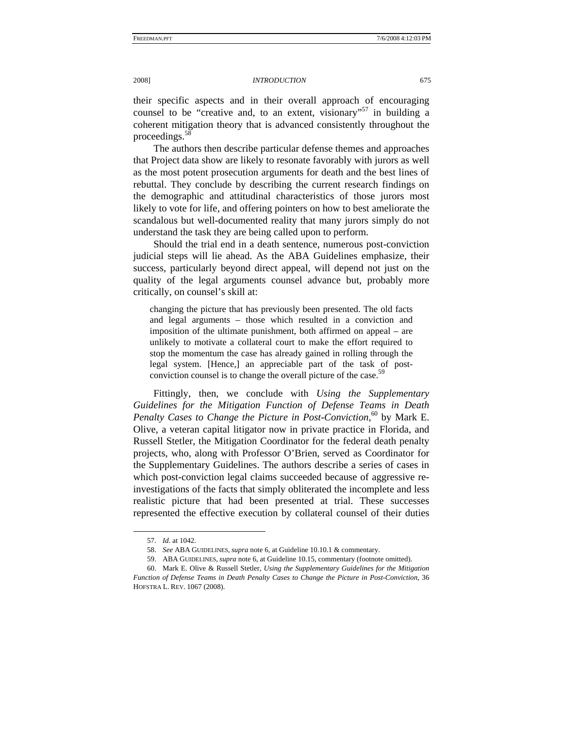their specific aspects and in their overall approach of encouraging counsel to be "creative and, to an extent, visionary"[57] in building a coherent mitigation theory that is advanced consistently throughout the proceedings.[58]

The authors then describe particular defense themes and approaches that Project data show are likely to resonate favorably with jurors as well as the most potent prosecution arguments for death and the best lines of rebuttal. They conclude by describing the current research findings on the demographic and attitudinal characteristics of those jurors most likely to vote for life, and offering pointers on how to best ameliorate the scandalous but well-documented reality that many jurors simply do not understand the task they are being called upon to perform.

Should the trial end in a death sentence, numerous post-conviction judicial steps will lie ahead. As the ABA Guidelines emphasize, their success, particularly beyond direct appeal, will depend not just on the quality of the legal arguments counsel advance but, probably more critically, on counsel's skill at:

> changing the picture that has previously been presented. The old facts and legal arguments – those which resulted in a conviction and imposition of the ultimate punishment, both affirmed on appeal – are unlikely to motivate a collateral court to make the effort required to stop the momentum the case has already gained in rolling through the legal system. [Hence,] an appreciable part of the task of post-conviction counsel is to change the overall picture of the case.[59]

Fittingly, then, we conclude with *Using the Supplementary Guidelines for the Mitigation Function of Defense Teams in Death Penalty Cases to Change the Picture in Post-Conviction*,[60] by Mark E. Olive, a veteran capital litigator now in private practice in Florida, and Russell Stetler, the Mitigation Coordinator for the federal death penalty projects, who, along with Professor O'Brien, served as Coordinator for the Supplementary Guidelines. The authors describe a series of cases in which post-conviction legal claims succeeded because of aggressive re-investigations of the facts that simply obliterated the incomplete and less realistic picture that had been presented at trial. These successes represented the effective execution by collateral counsel of their duties

---

57. *Id.* at 1042.

58. *See* ABA GUIDELINES, *supra* note 6, at Guideline 10.10.1 & commentary.

59. ABA GUIDELINES, *supra* note 6, at Guideline 10.15, commentary (footnote omitted).

60. Mark E. Olive & Russell Stetler, *Using the Supplementary Guidelines for the Mitigation Function of Defense Teams in Death Penalty Cases to Change the Picture in Post-Conviction*, 36 HOFSTRA L. REV. 1067 (2008).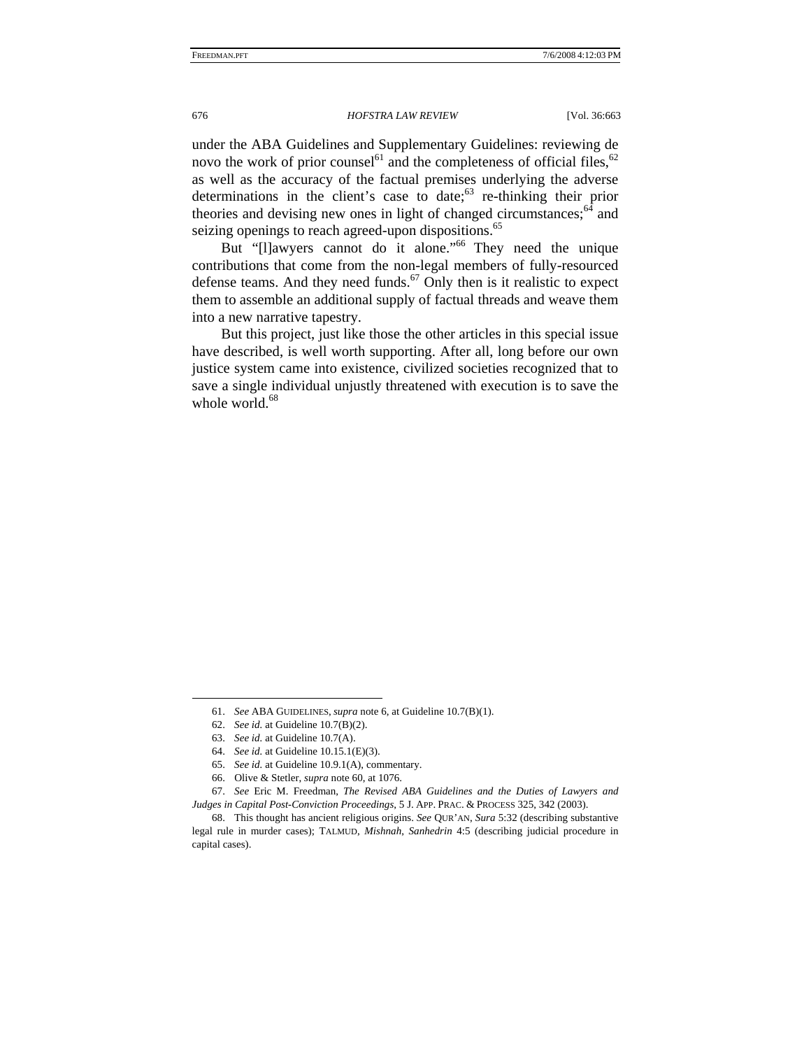under the ABA Guidelines and Supplementary Guidelines: reviewing de novo the work of prior counsel[61] and the completeness of official files,[62] as well as the accuracy of the factual premises underlying the adverse determinations in the client's case to date;[63] re-thinking their prior theories and devising new ones in light of changed circumstances;[64] and seizing openings to reach agreed-upon dispositions.[65]

But "[l]awyers cannot do it alone."[66] They need the unique contributions that come from the non-legal members of fully-resourced defense teams. And they need funds.[67] Only then is it realistic to expect them to assemble an additional supply of factual threads and weave them into a new narrative tapestry.

But this project, just like those the other articles in this special issue have described, is well worth supporting. After all, long before our own justice system came into existence, civilized societies recognized that to save a single individual unjustly threatened with execution is to save the whole world.[68]

---

61. *See* ABA GUIDELINES, *supra* note 6, at Guideline 10.7(B)(1).

62. *See id.* at Guideline 10.7(B)(2).

63. *See id.* at Guideline 10.7(A).

64. *See id.* at Guideline 10.15.1(E)(3).

65. *See id.* at Guideline 10.9.1(A), commentary.

66. Olive & Stetler, *supra* note 60, at 1076.

67. *See* Eric M. Freedman, *The Revised ABA Guidelines and the Duties of Lawyers and Judges in Capital Post-Conviction Proceedings*, 5 J. APP. PRAC. & PROCESS 325, 342 (2003).

68. This thought has ancient religious origins. *See* QUR'AN, *Sura* 5:32 (describing substantive legal rule in murder cases); TALMUD, *Mishnah*, *Sanhedrin* 4:5 (describing judicial procedure in capital cases).